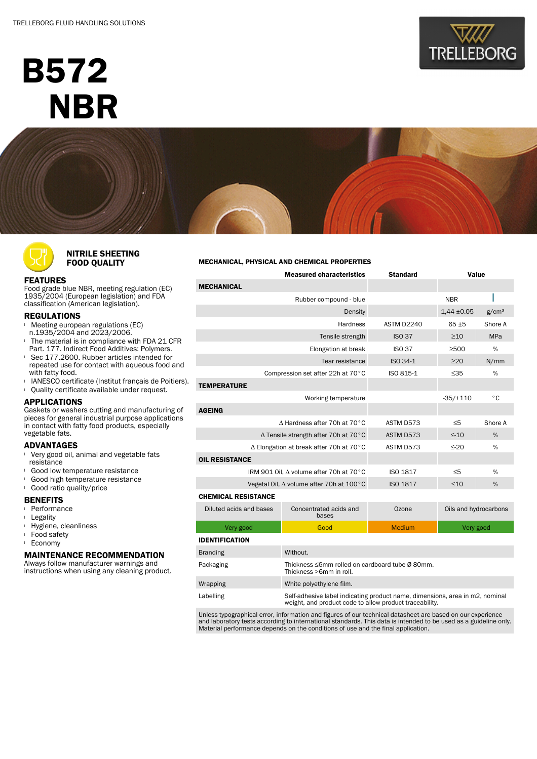TRELLEBORG FLUID HANDLING SOLUTIONS

# B572 NBR

## NITRILE SHEETING FOOD QUALITY

### FEATURES

Food grade blue NBR, meeting regulation (EC) 1935/2004 (European legislation) and FDA classification (American legislation).

### REGULATIONS

- Meeting european regulations (EC) n.1935/2004 and 2023/2006.
- The material is in compliance with FDA 21 CFR Part. 177. Indirect Food Additives: Polymers.
- Sec 177.2600. Rubber articles intended for repeated use for contact with aqueous food and with fatty food.
- IANESCO certificate (Institut français de Poitiers).
- Quality certificate available under request.

### APPLICATIONS

Gaskets or washers cutting and manufacturing of pieces for general industrial purpose applications in contact with fatty food products, especially vegetable fats.

### ADVANTAGES

- Very good oil, animal and vegetable fats resistance
- Good low temperature resistance
- Good high temperature resistance
- Good ratio quality/price

### BENEFITS

- Performance
- Legality
- Hygiene, cleanliness
- Food safety
- Economy

### MAINTENANCE RECOMMENDATION

Always follow manufacturer warnings and instructions when using any cleaning product.

### MECHANICAL, PHYSICAL AND CHEMICAL PROPERTIES

| Measured characteristics | Standard | Value | |
|---|---|---|---|
| **MECHANICAL** | | | |
| Rubber compound - blue | | NBR | |
| Density | | 1,44 ±0.05 | g/cm³ |
| Hardness | ASTM D2240 | 65 ±5 | Shore A |
| Tensile strength | ISO 37 | ≥10 | MPa |
| Elongation at break | ISO 37 | ≥500 | % |
| Tear resistance | ISO 34-1 | ≥20 | N/mm |
| Compression set after 22h at 70°C | ISO 815-1 | ≤35 | % |
| **TEMPERATURE** | | | |
| Working temperature | | -35/+110 | °C |
| **AGEING** | | | |
| Δ Hardness after 70h at 70°C | ASTM D573 | ≤5 | Shore A |
| Δ Tensile strength after 70h at 70°C | ASTM D573 | ≤-10 | % |
| Δ Elongation at break after 70h at 70°C | ASTM D573 | ≤-20 | % |
| **OIL RESISTANCE** | | | |
| IRM 901 Oil, Δ volume after 70h at 70°C | ISO 1817 | ≤5 | % |
| Vegetal Oil, Δ volume after 70h at 100°C | ISO 1817 | ≤10 | % |

**CHEMICAL RESISTANCE**

| Diluted acids and bases | Concentrated acids and bases | Ozone | Oils and hydrocarbons |
|---|---|---|---|
| Very good | Good | Medium | Very good |

**IDENTIFICATION**

| | |
|---|---|
| Branding | Without. |
| Packaging | Thickness ≤6mm rolled on cardboard tube Ø 80mm. Thickness >6mm in roll. |
| Wrapping | White polyethylene film. |
| Labelling | Self-adhesive label indicating product name, dimensions, area in m2, nominal weight, and product code to allow product traceability. |

Unless typographical error, information and figures of our technical datasheet are based on our experience and laboratory tests according to international standards. This data is intended to be used as a guideline only. Material performance depends on the conditions of use and the final application.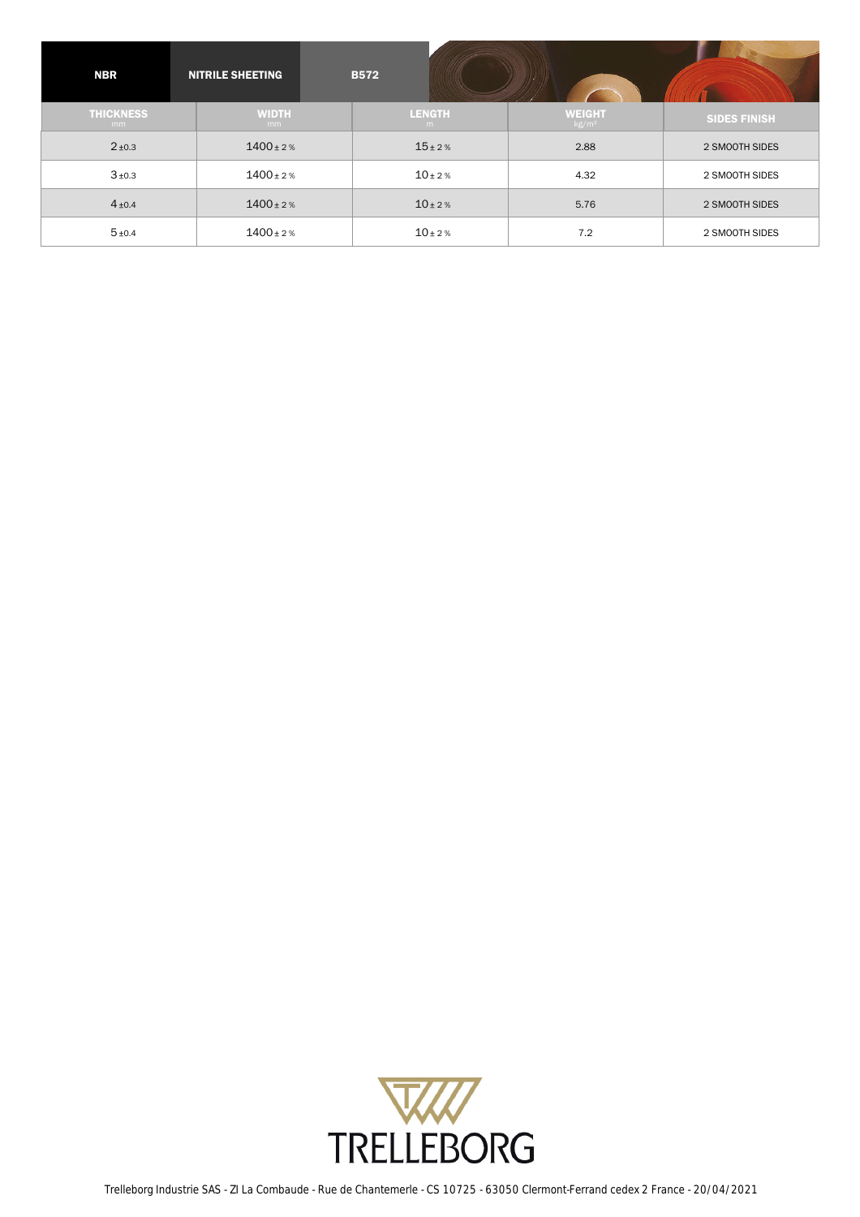| NBR | NITRILE SHEETING | B572 | | |
|---|---|---|---|---|
| **THICKNESS** mm | **WIDTH** mm | **LENGTH** m | **WEIGHT** kg/m² | **SIDES FINISH** |
| 2 ±0.3 | 1400 ± 2 % | 15 ± 2 % | 2.88 | 2 SMOOTH SIDES |
| 3 ±0.3 | 1400 ± 2 % | 10 ± 2 % | 4.32 | 2 SMOOTH SIDES |
| 4 ±0.4 | 1400 ± 2 % | 10 ± 2 % | 5.76 | 2 SMOOTH SIDES |
| 5 ±0.4 | 1400 ± 2 % | 10 ± 2 % | 7.2 | 2 SMOOTH SIDES |

TRELLEBORG

Trelleborg Industrie SAS - ZI La Combaude - Rue de Chantemerle - CS 10725 - 63050 Clermont-Ferrand cedex 2 France - 20/04/2021